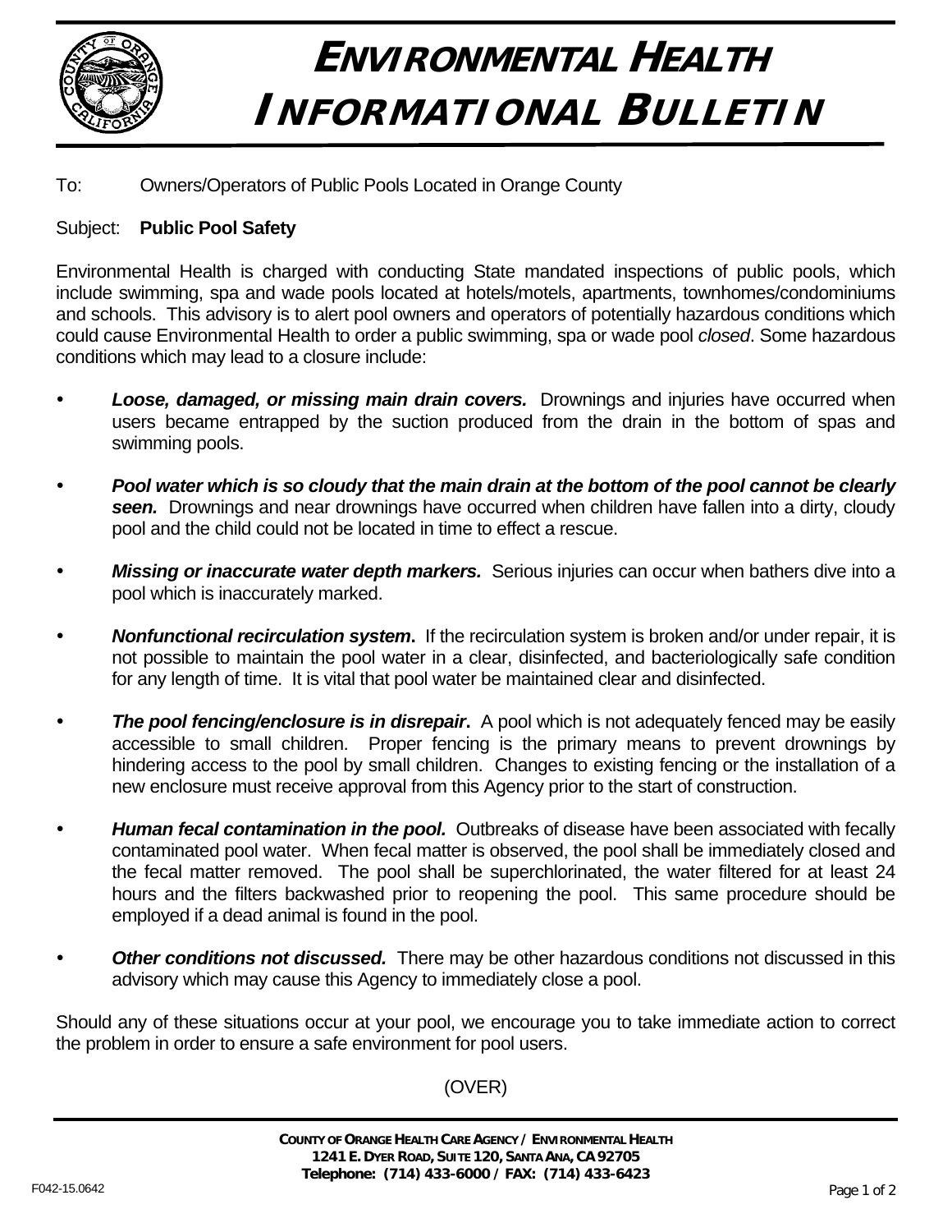# ENVIRONMENTAL HEALTH INFORMATIONAL BULLETIN

To: Owners/Operators of Public Pools Located in Orange County

Subject: **Public Pool Safety**

Environmental Health is charged with conducting State mandated inspections of public pools, which include swimming, spa and wade pools located at hotels/motels, apartments, townhomes/condominiums and schools. This advisory is to alert pool owners and operators of potentially hazardous conditions which could cause Environmental Health to order a public swimming, spa or wade pool *closed*. Some hazardous conditions which may lead to a closure include:

- ***Loose, damaged, or missing main drain covers.*** Drownings and injuries have occurred when users became entrapped by the suction produced from the drain in the bottom of spas and swimming pools.
- ***Pool water which is so cloudy that the main drain at the bottom of the pool cannot be clearly seen.*** Drownings and near drownings have occurred when children have fallen into a dirty, cloudy pool and the child could not be located in time to effect a rescue.
- ***Missing or inaccurate water depth markers.*** Serious injuries can occur when bathers dive into a pool which is inaccurately marked.
- ***Nonfunctional recirculation system*.** If the recirculation system is broken and/or under repair, it is not possible to maintain the pool water in a clear, disinfected, and bacteriologically safe condition for any length of time. It is vital that pool water be maintained clear and disinfected.
- ***The pool fencing/enclosure is in disrepair*.** A pool which is not adequately fenced may be easily accessible to small children. Proper fencing is the primary means to prevent drownings by hindering access to the pool by small children. Changes to existing fencing or the installation of a new enclosure must receive approval from this Agency prior to the start of construction.
- ***Human fecal contamination in the pool.*** Outbreaks of disease have been associated with fecally contaminated pool water. When fecal matter is observed, the pool shall be immediately closed and the fecal matter removed. The pool shall be superchlorinated, the water filtered for at least 24 hours and the filters backwashed prior to reopening the pool. This same procedure should be employed if a dead animal is found in the pool.
- ***Other conditions not discussed.*** There may be other hazardous conditions not discussed in this advisory which may cause this Agency to immediately close a pool.

Should any of these situations occur at your pool, we encourage you to take immediate action to correct the problem in order to ensure a safe environment for pool users.

(OVER)

**COUNTY OF ORANGE HEALTH CARE AGENCY / ENVIRONMENTAL HEALTH**
**1241 E. DYER ROAD, SUITE 120, SANTA ANA, CA 92705**
**Telephone: (714) 433-6000 / FAX: (714) 433-6423**

F042-15.0642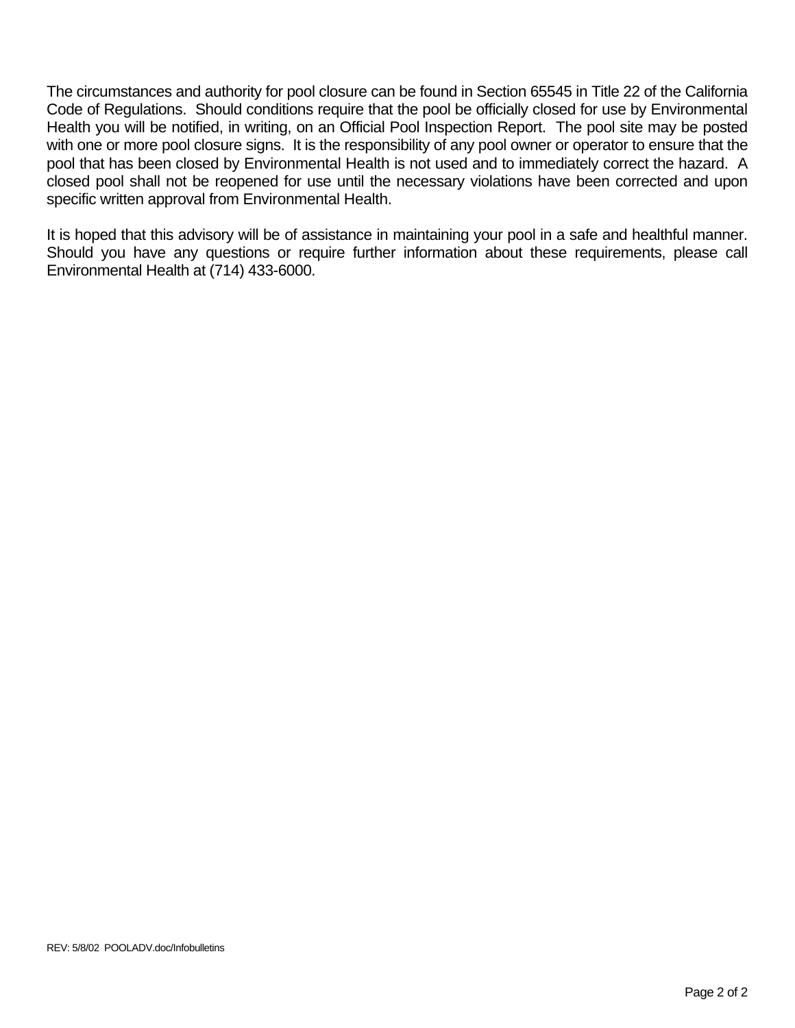The circumstances and authority for pool closure can be found in Section 65545 in Title 22 of the California Code of Regulations. Should conditions require that the pool be officially closed for use by Environmental Health you will be notified, in writing, on an Official Pool Inspection Report. The pool site may be posted with one or more pool closure signs. It is the responsibility of any pool owner or operator to ensure that the pool that has been closed by Environmental Health is not used and to immediately correct the hazard. A closed pool shall not be reopened for use until the necessary violations have been corrected and upon specific written approval from Environmental Health.

It is hoped that this advisory will be of assistance in maintaining your pool in a safe and healthful manner. Should you have any questions or require further information about these requirements, please call Environmental Health at (714) 433-6000.

REV: 5/8/02 POOLADV.doc/Infobulletins